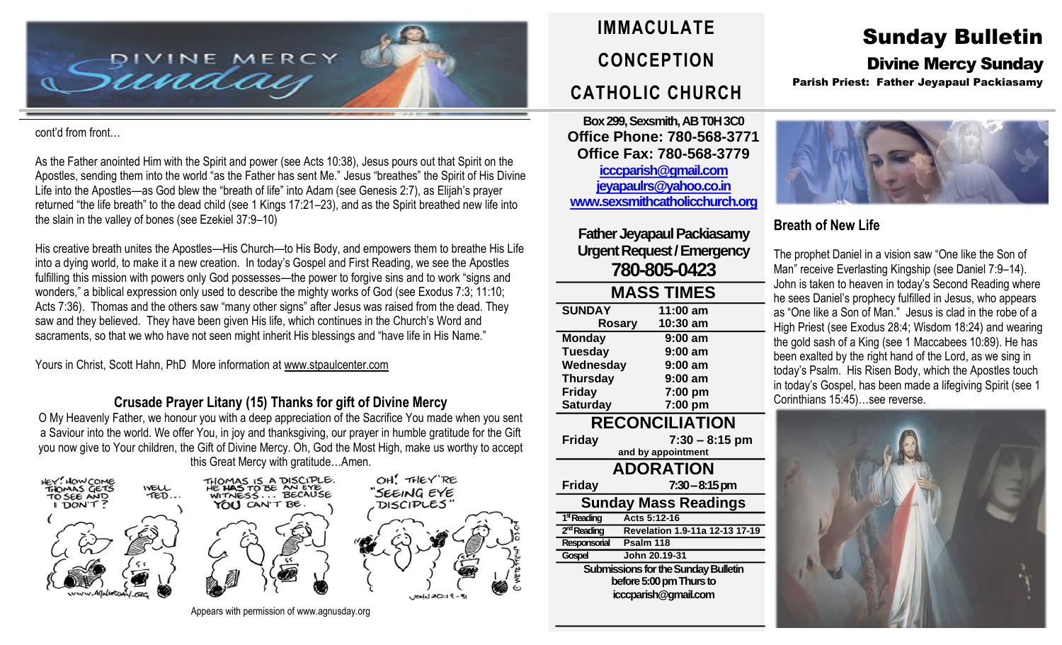# Sunday Bulletin

## Divine Mercy Sunday

**Parish Priest: Father Jeyapaul Packiasamy**

# IMMACULATE CONCEPTION CATHOLIC CHURCH

**Box 299, Sexsmith, AB T0H 3C0**
**Office Phone: 780-568-3771**
**Office Fax: 780-568-3779**
**icccparish@gmail.com**
**jeyapaulrs@yahoo.co.in**
**www.sexsmithcatholicchurch.org**

**Father Jeyapaul Packiasamy**
**Urgent Request / Emergency**
**780-805-0423**

## MASS TIMES

| | |
|---|---|
| **SUNDAY** | **11:00 am** |
| **Rosary** | **10:30 am** |
| **Monday** | **9:00 am** |
| **Tuesday** | **9:00 am** |
| **Wednesday** | **9:00 am** |
| **Thursday** | **9:00 am** |
| **Friday** | **7:00 pm** |
| **Saturday** | **7:00 pm** |

## RECONCILIATION

**Friday** **7:30 – 8:15 pm**
**and by appointment**

## ADORATION

**Friday** **7:30 – 8:15 pm**

## Sunday Mass Readings

| | |
|---|---|
| 1st Reading | Acts 5:12-16 |
| 2nd Reading | Revelation 1.9-11a 12-13 17-19 |
| Responsorial | Psalm 118 |
| Gospel | John 20.19-31 |

**Submissions for the Sunday Bulletin before 5:00 pm Thurs to icccparish@gmail.com**

## Breath of New Life

The prophet Daniel in a vision saw "One like the Son of Man" receive Everlasting Kingship (see Daniel 7:9–14). John is taken to heaven in today's Second Reading where he sees Daniel's prophecy fulfilled in Jesus, who appears as "One like a Son of Man." Jesus is clad in the robe of a High Priest (see Exodus 28:4; Wisdom 18:24) and wearing the gold sash of a King (see 1 Maccabees 10:89). He has been exalted by the right hand of the Lord, as we sing in today's Psalm. His Risen Body, which the Apostles touch in today's Gospel, has been made a lifegiving Spirit (see 1 Corinthians 15:45)…see reverse.

cont'd from front…

As the Father anointed Him with the Spirit and power (see Acts 10:38), Jesus pours out that Spirit on the Apostles, sending them into the world "as the Father has sent Me." Jesus "breathes" the Spirit of His Divine Life into the Apostles—as God blew the "breath of life" into Adam (see Genesis 2:7), as Elijah's prayer returned "the life breath" to the dead child (see 1 Kings 17:21–23), and as the Spirit breathed new life into the slain in the valley of bones (see Ezekiel 37:9–10)

His creative breath unites the Apostles—His Church—to His Body, and empowers them to breathe His Life into a dying world, to make it a new creation. In today's Gospel and First Reading, we see the Apostles fulfilling this mission with powers only God possesses—the power to forgive sins and to work "signs and wonders," a biblical expression only used to describe the mighty works of God (see Exodus 7:3; 11:10; Acts 7:36). Thomas and the others saw "many other signs" after Jesus was raised from the dead. They saw and they believed. They have been given His life, which continues in the Church's Word and sacraments, so that we who have not seen might inherit His blessings and "have life in His Name."

Yours in Christ, Scott Hahn, PhD More information at www.stpaulcenter.com

### Crusade Prayer Litany (15) Thanks for gift of Divine Mercy

O My Heavenly Father, we honour you with a deep appreciation of the Sacrifice You made when you sent a Saviour into the world. We offer You, in joy and thanksgiving, our prayer in humble gratitude for the Gift you now give to Your children, the Gift of Divine Mercy. Oh, God the Most High, make us worthy to accept this Great Mercy with gratitude…Amen.

Appears with permission of www.agnusday.org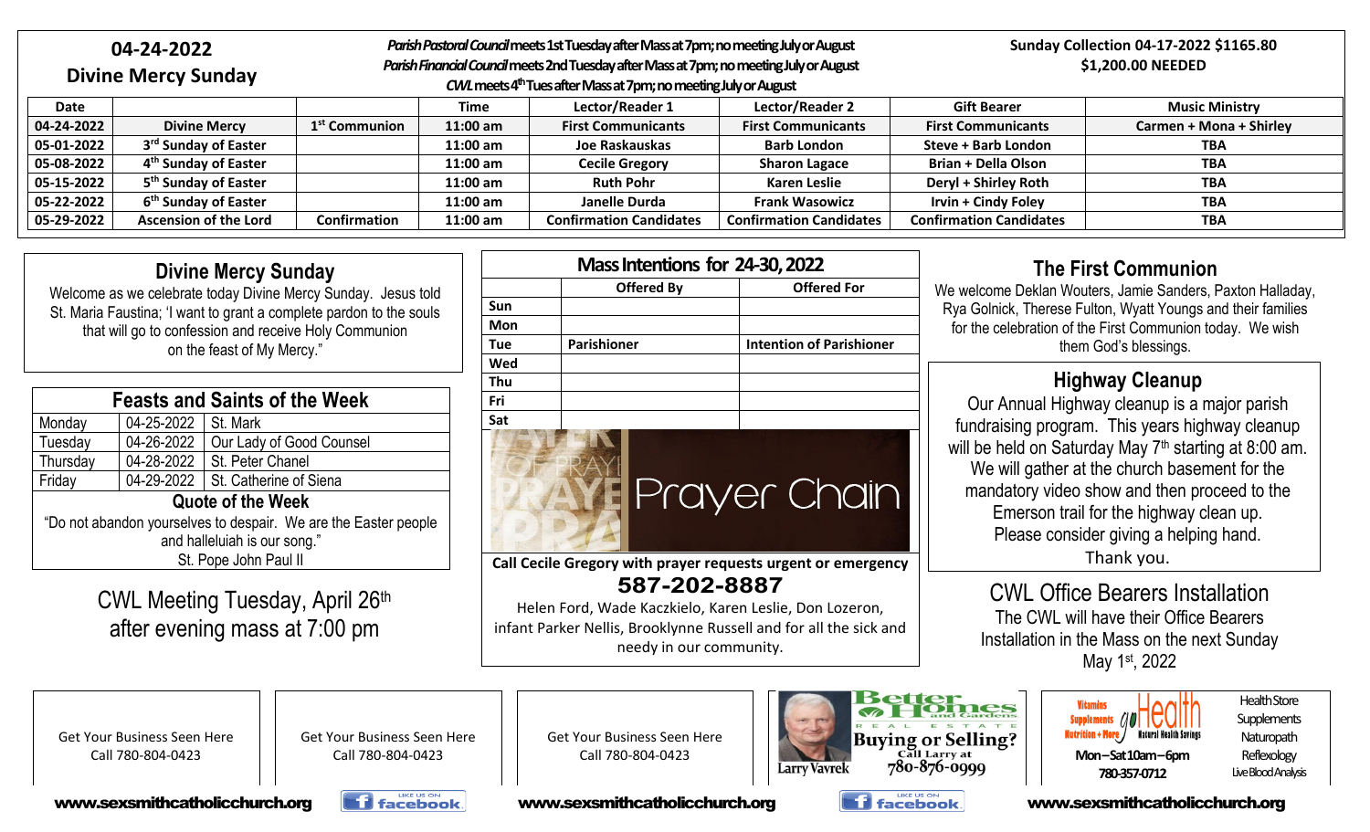**04-24-2022**
**Divine Mercy Sunday**

***Parish Pastoral Council*** **meets 1st Tuesday after Mass at 7pm; no meeting July or August**
***Parish Financial Council*** **meets 2nd Tuesday after Mass at 7pm; no meeting July or August**
***CWL*** **meets 4th Tues after Mass at 7pm; no meeting July or August**

**Sunday Collection 04-17-2022 $1165.80**
**$1,200.00 NEEDED**

| Date | | | Time | Lector/Reader 1 | Lector/Reader 2 | Gift Bearer | Music Ministry |
|---|---|---|---|---|---|---|---|
| 04-24-2022 | Divine Mercy | 1st Communion | 11:00 am | First Communicants | First Communicants | First Communicants | Carmen + Mona + Shirley |
| 05-01-2022 | 3rd Sunday of Easter | | 11:00 am | Joe Raskauskas | Barb London | Steve + Barb London | TBA |
| 05-08-2022 | 4th Sunday of Easter | | 11:00 am | Cecile Gregory | Sharon Lagace | Brian + Della Olson | TBA |
| 05-15-2022 | 5th Sunday of Easter | | 11:00 am | Ruth Pohr | Karen Leslie | Deryl + Shirley Roth | TBA |
| 05-22-2022 | 6th Sunday of Easter | | 11:00 am | Janelle Durda | Frank Wasowicz | Irvin + Cindy Foley | TBA |
| 05-29-2022 | Ascension of the Lord | Confirmation | 11:00 am | Confirmation Candidates | Confirmation Candidates | Confirmation Candidates | TBA |

## Divine Mercy Sunday

Welcome as we celebrate today Divine Mercy Sunday. Jesus told St. Maria Faustina; 'I want to grant a complete pardon to the souls that will go to confession and receive Holy Communion on the feast of My Mercy."

| Feasts and Saints of the Week | | |
|---|---|---|
| Monday | 04-25-2022 | St. Mark |
| Tuesday | 04-26-2022 | Our Lady of Good Counsel |
| Thursday | 04-28-2022 | St. Peter Chanel |
| Friday | 04-29-2022 | St. Catherine of Siena |

**Quote of the Week**

"Do not abandon yourselves to despair. We are the Easter people and halleluiah is our song."
St. Pope John Paul II

CWL Meeting Tuesday, April 26th after evening mass at 7:00 pm

## Mass Intentions for 24-30, 2022

| | Offered By | Offered For |
|---|---|---|
| Sun | | |
| Mon | | |
| Tue | Parishioner | Intention of Parishioner |
| Wed | | |
| Thu | | |
| Fri | | |
| Sat | | |

Prayer Chain

**Call Cecile Gregory with prayer requests urgent or emergency**
**587-202-8887**

Helen Ford, Wade Kaczkielo, Karen Leslie, Don Lozeron, infant Parker Nellis, Brooklynne Russell and for all the sick and needy in our community.

## The First Communion

We welcome Deklan Wouters, Jamie Sanders, Paxton Halladay, Rya Golnick, Therese Fulton, Wyatt Youngs and their families for the celebration of the First Communion today. We wish them God's blessings.

## Highway Cleanup

Our Annual Highway cleanup is a major parish fundraising program. This years highway cleanup will be held on Saturday May 7th starting at 8:00 am. We will gather at the church basement for the mandatory video show and then proceed to the Emerson trail for the highway clean up. Please consider giving a helping hand.
Thank you.

## CWL Office Bearers Installation

The CWL will have their Office Bearers Installation in the Mass on the next Sunday May 1st, 2022

Get Your Business Seen Here
Call 780-804-0423

Get Your Business Seen Here
Call 780-804-0423

Get Your Business Seen Here
Call 780-804-0423

Better Homes and Gardens Real Estate
Buying or Selling? Call Larry at 780-876-0999
Larry Vavrek

Vitamins Supplements Nutrition + More — Health — Natural Health Savings
Mon – Sat 10am – 6pm
780-357-0712
Health Store
Supplements
Naturopath
Reflexology
Live Blood Analysis

www.sexsmithcatholicchurch.org Like us on facebook www.sexsmithcatholicchurch.org Like us on facebook www.sexsmithcatholicchurch.org